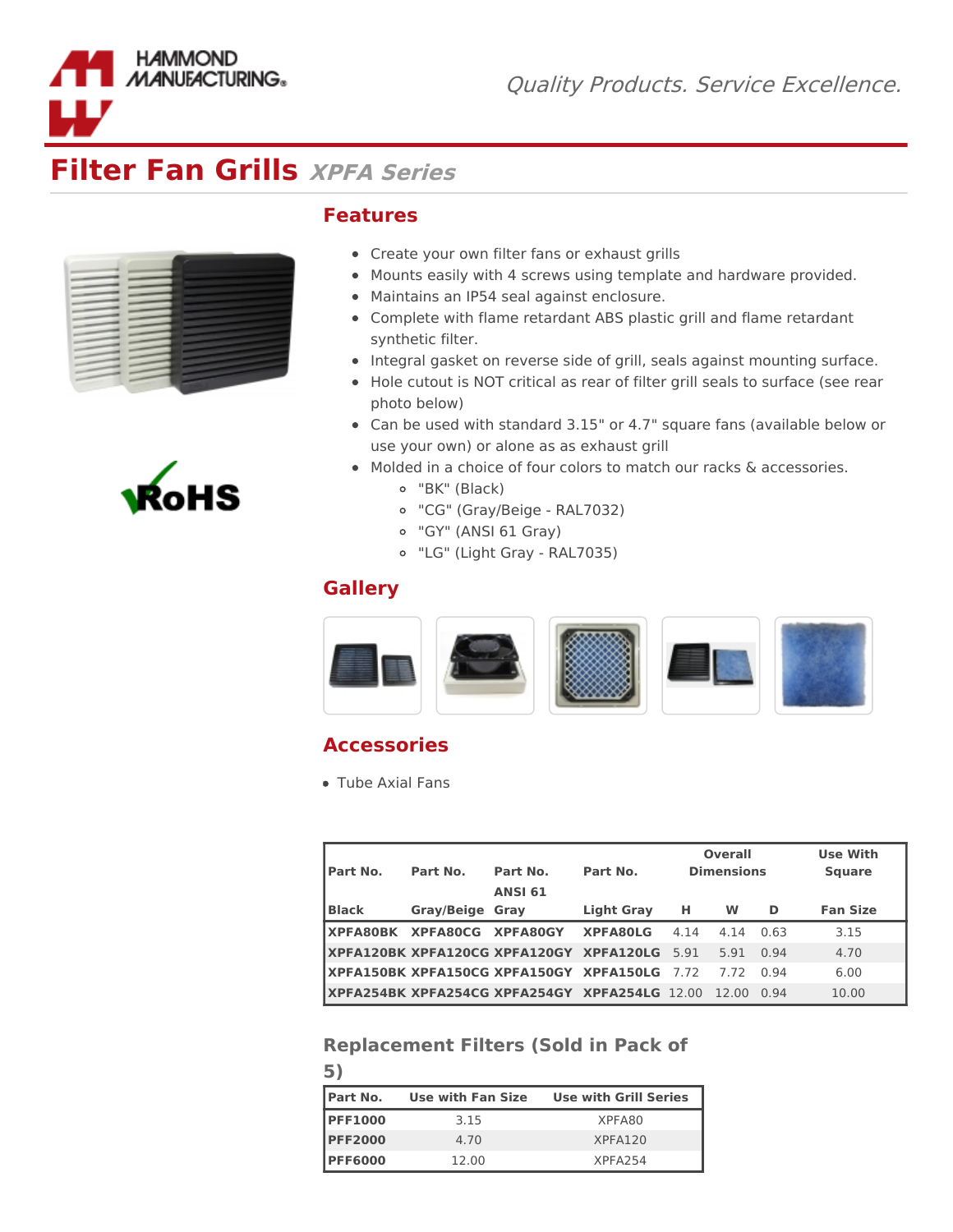HAMMOND MANUFACTURING®

*Quality Products. Service Excellence.*

# Filter Fan Grills *XPFA Series*

## Features

- Create your own filter fans or exhaust grills
- Mounts easily with 4 screws using template and hardware provided.
- Maintains an IP54 seal against enclosure.
- Complete with flame retardant ABS plastic grill and flame retardant synthetic filter.
- Integral gasket on reverse side of grill, seals against mounting surface.
- Hole cutout is NOT critical as rear of filter grill seals to surface (see rear photo below)
- Can be used with standard 3.15" or 4.7" square fans (available below or use your own) or alone as as exhaust grill
- Molded in a choice of four colors to match our racks & accessories.
  - "BK" (Black)
  - "CG" (Gray/Beige - RAL7032)
  - "GY" (ANSI 61 Gray)
  - "LG" (Light Gray - RAL7035)

## Gallery

## Accessories

- Tube Axial Fans

| Part No. | Part No. | Part No. | Part No. | Overall Dimensions | | | Use With Square |
|---|---|---|---|---|---|---|---|
| | | ANSI 61 | | | | | |
| Black | Gray/Beige | Gray | Light Gray | H | W | D | Fan Size |
| **XPFA80BK** | **XPFA80CG** | **XPFA80GY** | **XPFA80LG** | 4.14 | 4.14 | 0.63 | 3.15 |
| **XPFA120BK** | **XPFA120CG** | **XPFA120GY** | **XPFA120LG** | 5.91 | 5.91 | 0.94 | 4.70 |
| **XPFA150BK** | **XPFA150CG** | **XPFA150GY** | **XPFA150LG** | 7.72 | 7.72 | 0.94 | 6.00 |
| **XPFA254BK** | **XPFA254CG** | **XPFA254GY** | **XPFA254LG** | 12.00 | 12.00 | 0.94 | 10.00 |

### Replacement Filters (Sold in Pack of 5)

| Part No. | Use with Fan Size | Use with Grill Series |
|---|---|---|
| **PFF1000** | 3.15 | XPFA80 |
| **PFF2000** | 4.70 | XPFA120 |
| **PFF6000** | 12.00 | XPFA254 |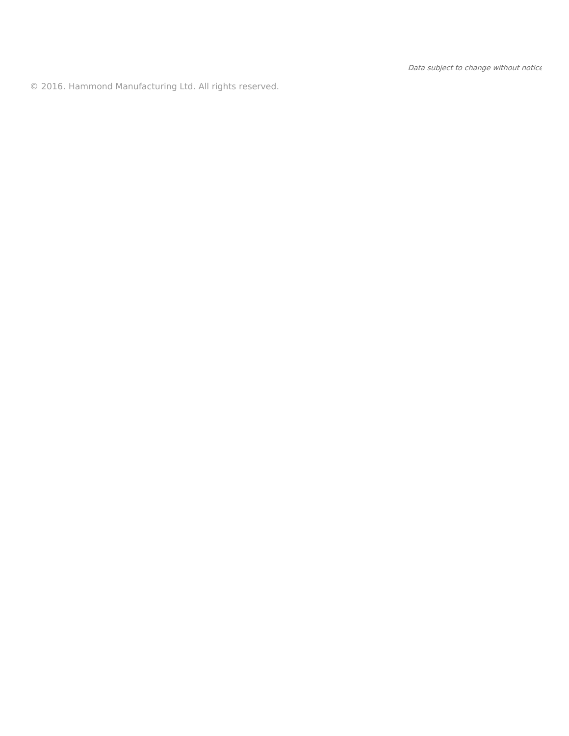*Data subject to change without notice*

© 2016. Hammond Manufacturing Ltd. All rights reserved.